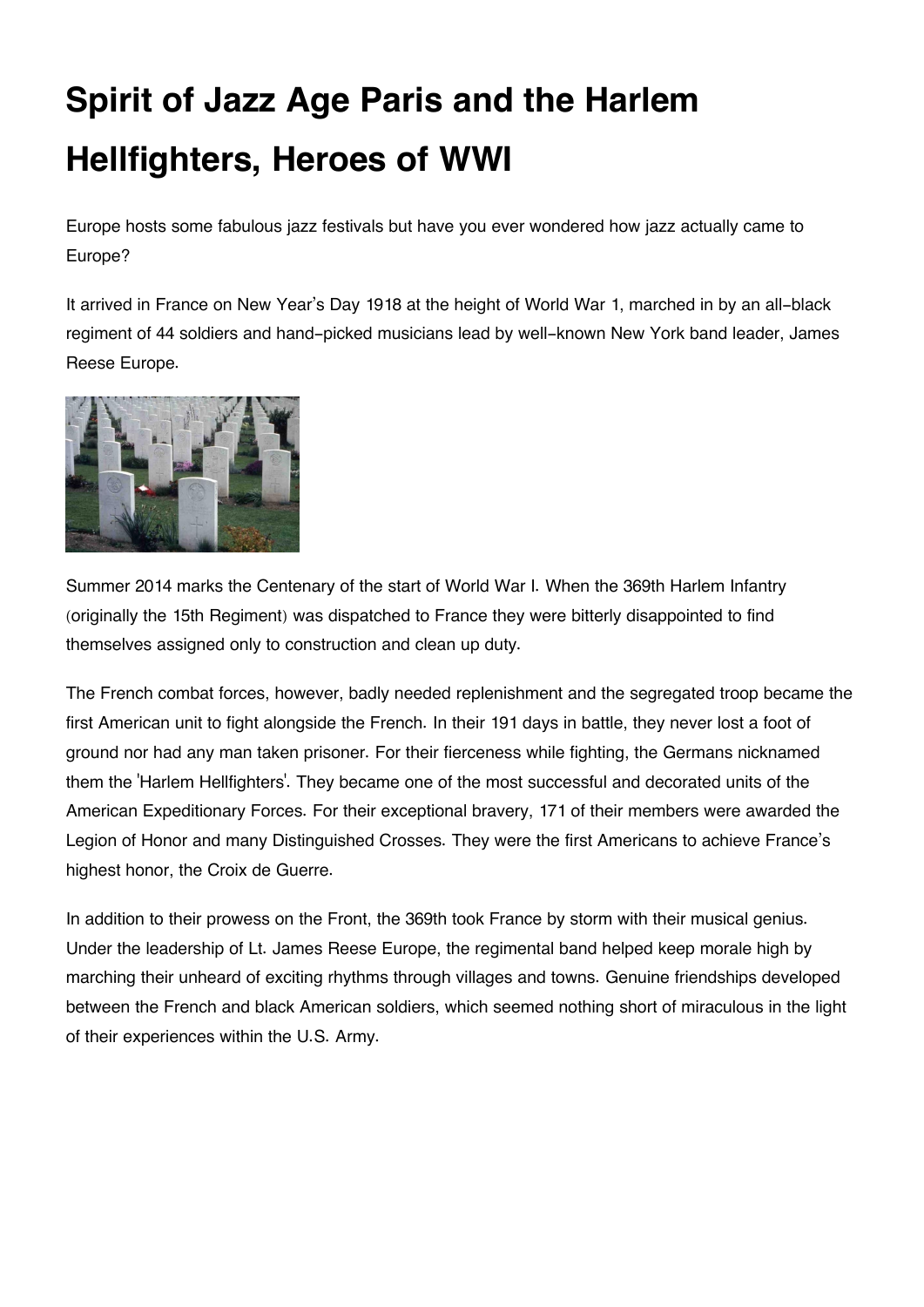# Spirit of Jazz Age Paris and the Harlem Hellfighters, Heroes of WWI

Europe hosts some fabulous jazz festivals but have you ever wondered how jazz actually came to Europe?

It arrived in France on New Year's Day 1918 at the height of World War 1, marched in by an all-black regiment of 44 soldiers and hand-picked musicians lead by well-known New York band leader, James Reese Europe.

Summer 2014 marks the Centenary of the start of World War I. When the 369th Harlem Infantry (originally the 15th Regiment) was dispatched to France they were bitterly disappointed to find themselves assigned only to construction and clean up duty.

The French combat forces, however, badly needed replenishment and the segregated troop became the first American unit to fight alongside the French. In their 191 days in battle, they never lost a foot of ground nor had any man taken prisoner. For their fierceness while fighting, the Germans nicknamed them the 'Harlem Hellfighters'. They became one of the most successful and decorated units of the American Expeditionary Forces. For their exceptional bravery, 171 of their members were awarded the Legion of Honor and many Distinguished Crosses. They were the first Americans to achieve France's highest honor, the Croix de Guerre.

In addition to their prowess on the Front, the 369th took France by storm with their musical genius. Under the leadership of Lt. James Reese Europe, the regimental band helped keep morale high by marching their unheard of exciting rhythms through villages and towns. Genuine friendships developed between the French and black American soldiers, which seemed nothing short of miraculous in the light of their experiences within the U.S. Army.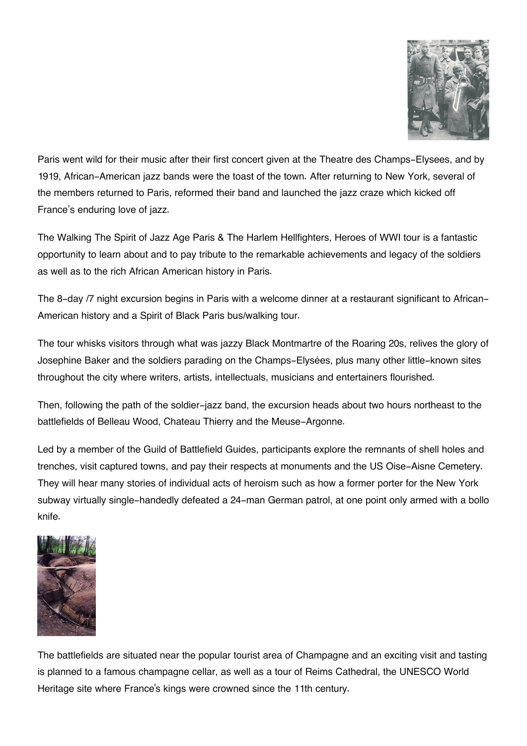Paris went wild for their music after their first concert given at the Theatre des Champs-Elysees, and by 1919, African-American jazz bands were the toast of the town. After returning to New York, several of the members returned to Paris, reformed their band and launched the jazz craze which kicked off France's enduring love of jazz.

The Walking The Spirit of Jazz Age Paris & The Harlem Hellfighters, Heroes of WWI tour is a fantastic opportunity to learn about and to pay tribute to the remarkable achievements and legacy of the soldiers as well as to the rich African American history in Paris.

The 8-day /7 night excursion begins in Paris with a welcome dinner at a restaurant significant to African-American history and a Spirit of Black Paris bus/walking tour.

The tour whisks visitors through what was jazzy Black Montmartre of the Roaring 20s, relives the glory of Josephine Baker and the soldiers parading on the Champs-Elysées, plus many other little-known sites throughout the city where writers, artists, intellectuals, musicians and entertainers flourished.

Then, following the path of the soldier-jazz band, the excursion heads about two hours northeast to the battlefields of Belleau Wood, Chateau Thierry and the Meuse-Argonne.

Led by a member of the Guild of Battlefield Guides, participants explore the remnants of shell holes and trenches, visit captured towns, and pay their respects at monuments and the US Oise-Aisne Cemetery. They will hear many stories of individual acts of heroism such as how a former porter for the New York subway virtually single-handedly defeated a 24-man German patrol, at one point only armed with a bollo knife.

The battlefields are situated near the popular tourist area of Champagne and an exciting visit and tasting is planned to a famous champagne cellar, as well as a tour of Reims Cathedral, the UNESCO World Heritage site where France's kings were crowned since the 11th century.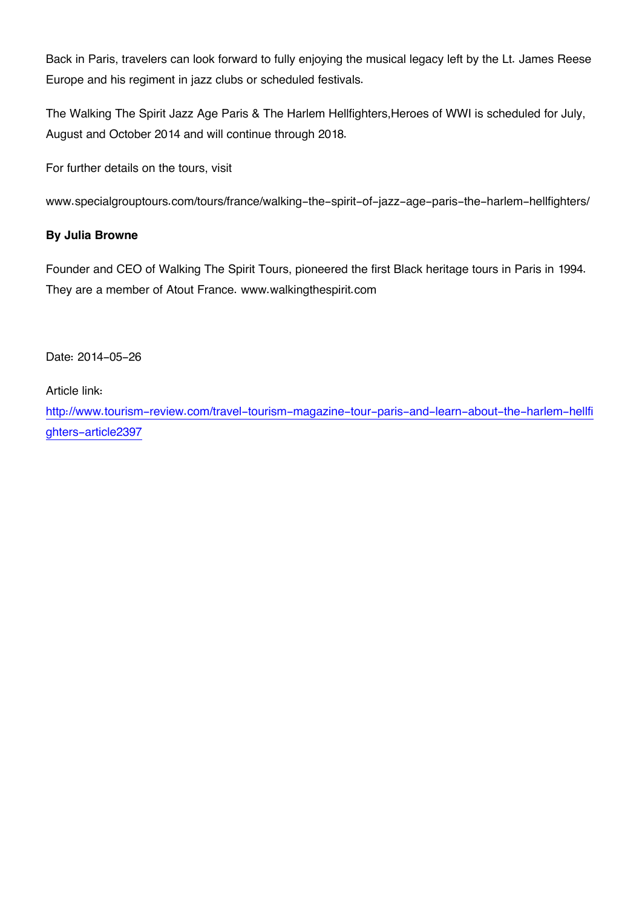Back in Paris, travelers can look forward to fully enjoying the musical legacy left by the Lt. James Reese Europe and his regiment in jazz clubs or scheduled festivals.

The Walking The Spirit Jazz Age Paris & The Harlem Hellfighters,Heroes of WWI is scheduled for July, August and October 2014 and will continue through 2018.

For further details on the tours, visit

www.specialgrouptours.com/tours/france/walking-the-spirit-of-jazz-age-paris-the-harlem-hellfighters/

**By Julia Browne**

Founder and CEO of Walking The Spirit Tours, pioneered the first Black heritage tours in Paris in 1994. They are a member of Atout France. www.walkingthespirit.com

Date: 2014-05-26

Article link:
[http://www.tourism-review.com/travel-tourism-magazine-tour-paris-and-learn-about-the-harlem-hellfighters-article2397](http://www.tourism-review.com/travel-tourism-magazine-tour-paris-and-learn-about-the-harlem-hellfighters-article2397)